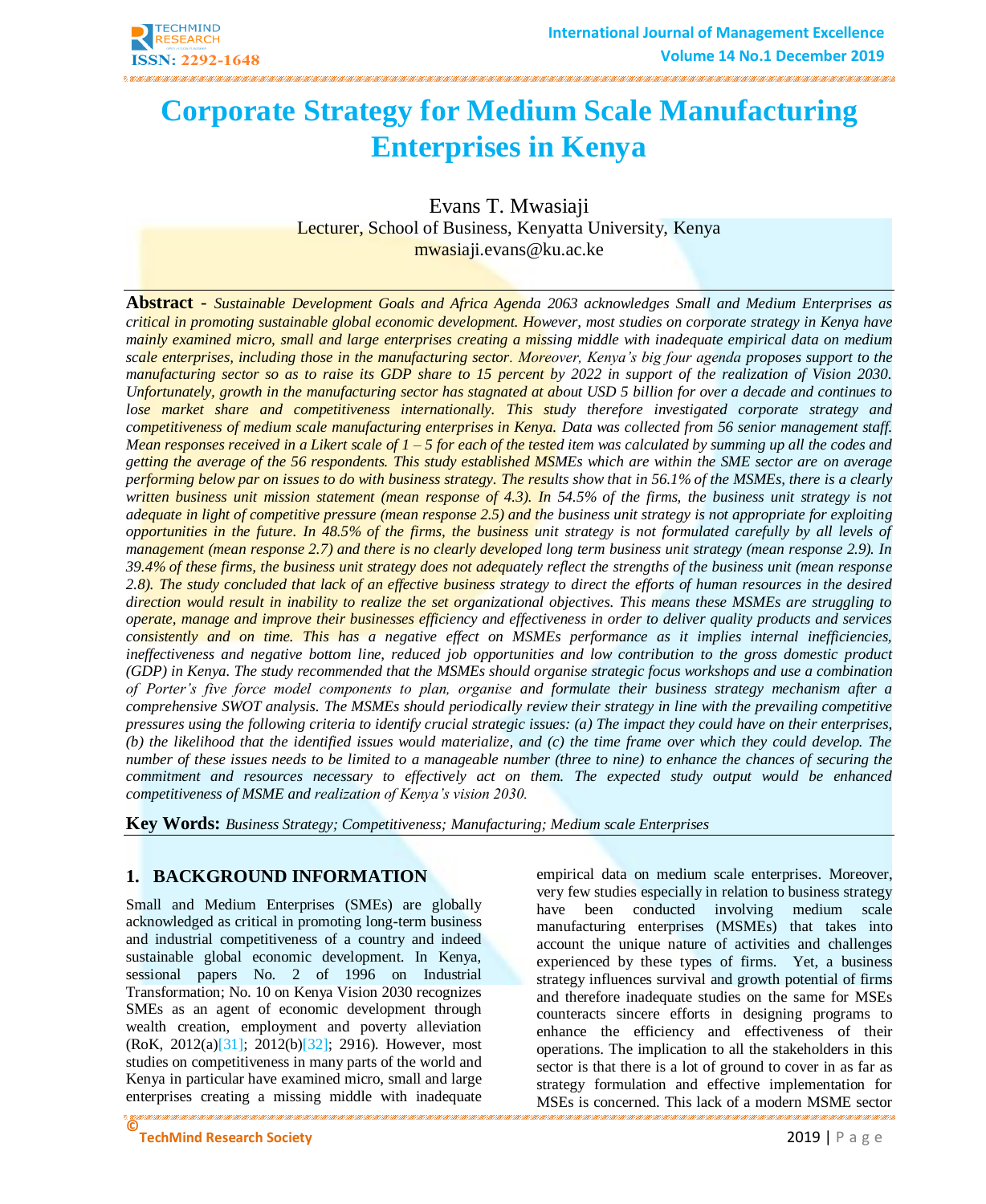# Corporate Strategy for Medium Scale Manufacturing Enterprises in Kenya

Evans T. Mwasiaji
Lecturer, School of Business, Kenyatta University, Kenya
mwasiaji.evans@ku.ac.ke

**Abstract** - *Sustainable Development Goals and Africa Agenda 2063 acknowledges Small and Medium Enterprises as critical in promoting sustainable global economic development. However, most studies on corporate strategy in Kenya have mainly examined micro, small and large enterprises creating a missing middle with inadequate empirical data on medium scale enterprises, including those in the manufacturing sector. Moreover, Kenya's big four agenda proposes support to the manufacturing sector so as to raise its GDP share to 15 percent by 2022 in support of the realization of Vision 2030. Unfortunately, growth in the manufacturing sector has stagnated at about USD 5 billion for over a decade and continues to lose market share and competitiveness internationally. This study therefore investigated corporate strategy and competitiveness of medium scale manufacturing enterprises in Kenya. Data was collected from 56 senior management staff. Mean responses received in a Likert scale of 1 – 5 for each of the tested item was calculated by summing up all the codes and getting the average of the 56 respondents. This study established MSMEs which are within the SME sector are on average performing below par on issues to do with business strategy. The results show that in 56.1% of the MSMEs, there is a clearly written business unit mission statement (mean response of 4.3). In 54.5% of the firms, the business unit strategy is not adequate in light of competitive pressure (mean response 2.5) and the business unit strategy is not appropriate for exploiting opportunities in the future. In 48.5% of the firms, the business unit strategy is not formulated carefully by all levels of management (mean response 2.7) and there is no clearly developed long term business unit strategy (mean response 2.9). In 39.4% of these firms, the business unit strategy does not adequately reflect the strengths of the business unit (mean response 2.8). The study concluded that lack of an effective business strategy to direct the efforts of human resources in the desired direction would result in inability to realize the set organizational objectives. This means these MSMEs are struggling to operate, manage and improve their businesses efficiency and effectiveness in order to deliver quality products and services consistently and on time. This has a negative effect on MSMEs performance as it implies internal inefficiencies, ineffectiveness and negative bottom line, reduced job opportunities and low contribution to the gross domestic product (GDP) in Kenya. The study recommended that the MSMEs should organise strategic focus workshops and use a combination of Porter's five force model components to plan, organise and formulate their business strategy mechanism after a comprehensive SWOT analysis. The MSMEs should periodically review their strategy in line with the prevailing competitive pressures using the following criteria to identify crucial strategic issues: (a) The impact they could have on their enterprises, (b) the likelihood that the identified issues would materialize, and (c) the time frame over which they could develop. The number of these issues needs to be limited to a manageable number (three to nine) to enhance the chances of securing the commitment and resources necessary to effectively act on them. The expected study output would be enhanced competitiveness of MSME and realization of Kenya's vision 2030.*

**Key Words:** *Business Strategy; Competitiveness; Manufacturing; Medium scale Enterprises*

## 1. BACKGROUND INFORMATION

Small and Medium Enterprises (SMEs) are globally acknowledged as critical in promoting long-term business and industrial competitiveness of a country and indeed sustainable global economic development. In Kenya, sessional papers No. 2 of 1996 on Industrial Transformation; No. 10 on Kenya Vision 2030 recognizes SMEs as an agent of economic development through wealth creation, employment and poverty alleviation (RoK, 2012(a)[31]; 2012(b)[32]; 2916). However, most studies on competitiveness in many parts of the world and Kenya in particular have examined micro, small and large enterprises creating a missing middle with inadequate empirical data on medium scale enterprises. Moreover, very few studies especially in relation to business strategy have been conducted involving medium scale manufacturing enterprises (MSMEs) that takes into account the unique nature of activities and challenges experienced by these types of firms. Yet, a business strategy influences survival and growth potential of firms and therefore inadequate studies on the same for MSEs counteracts sincere efforts in designing programs to enhance the efficiency and effectiveness of their operations. The implication to all the stakeholders in this sector is that there is a lot of ground to cover in as far as strategy formulation and effective implementation for MSEs is concerned. This lack of a modern MSME sector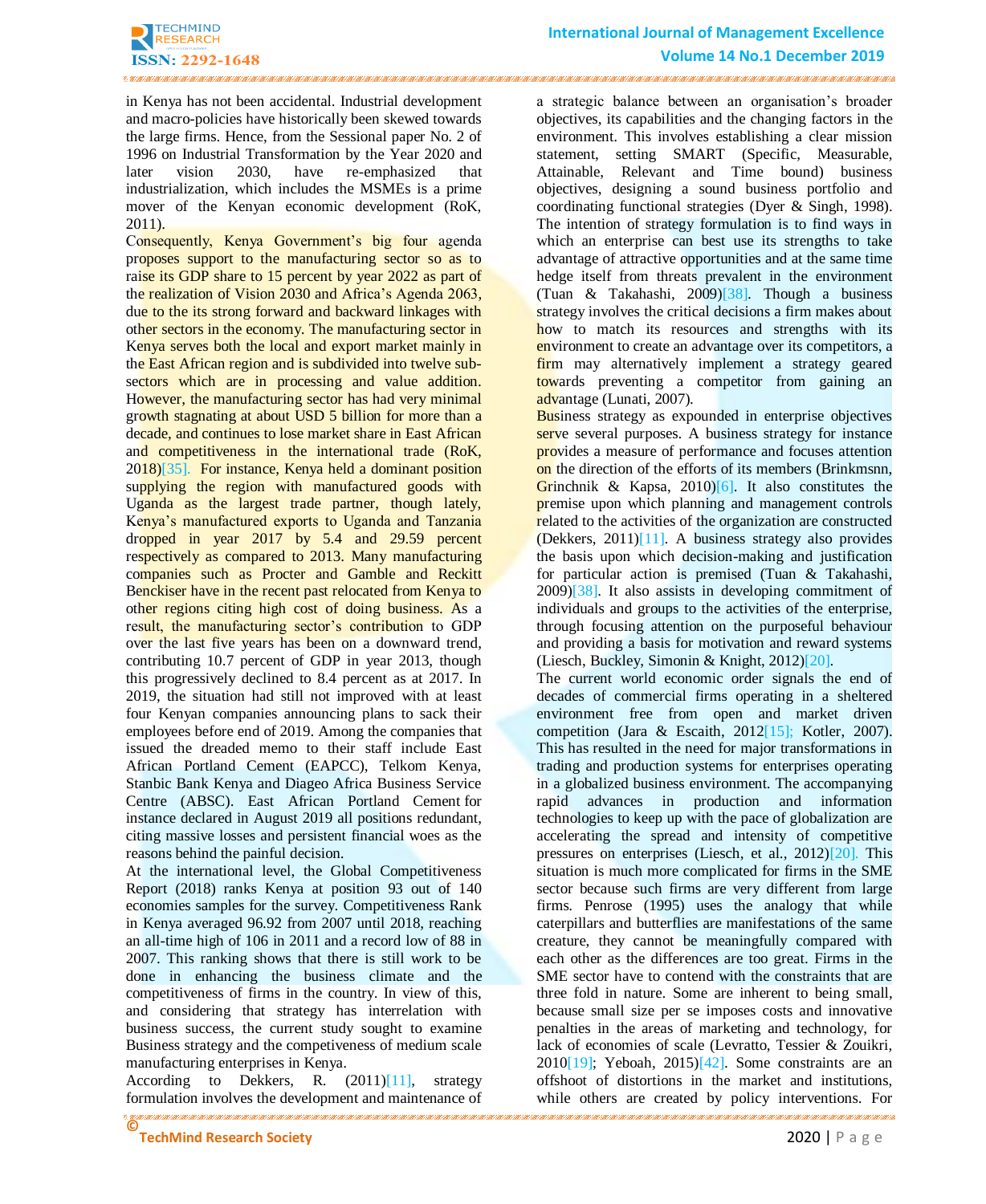in Kenya has not been accidental. Industrial development and macro-policies have historically been skewed towards the large firms. Hence, from the Sessional paper No. 2 of 1996 on Industrial Transformation by the Year 2020 and later vision 2030, have re-emphasized that industrialization, which includes the MSMEs is a prime mover of the Kenyan economic development (RoK, 2011).

Consequently, Kenya Government's big four agenda proposes support to the manufacturing sector so as to raise its GDP share to 15 percent by year 2022 as part of the realization of Vision 2030 and Africa's Agenda 2063, due to the its strong forward and backward linkages with other sectors in the economy. The manufacturing sector in Kenya serves both the local and export market mainly in the East African region and is subdivided into twelve sub-sectors which are in processing and value addition. However, the manufacturing sector has had very minimal growth stagnating at about USD 5 billion for more than a decade, and continues to lose market share in East African and competitiveness in the international trade (RoK, 2018)[35]. For instance, Kenya held a dominant position supplying the region with manufactured goods with Uganda as the largest trade partner, though lately, Kenya's manufactured exports to Uganda and Tanzania dropped in year 2017 by 5.4 and 29.59 percent respectively as compared to 2013. Many manufacturing companies such as Procter and Gamble and Reckitt Benckiser have in the recent past relocated from Kenya to other regions citing high cost of doing business. As a result, the manufacturing sector's contribution to GDP over the last five years has been on a downward trend, contributing 10.7 percent of GDP in year 2013, though this progressively declined to 8.4 percent as at 2017. In 2019, the situation had still not improved with at least four Kenyan companies announcing plans to sack their employees before end of 2019. Among the companies that issued the dreaded memo to their staff include East African Portland Cement (EAPCC), Telkom Kenya, Stanbic Bank Kenya and Diageo Africa Business Service Centre (ABSC). East African Portland Cement for instance declared in August 2019 all positions redundant, citing massive losses and persistent financial woes as the reasons behind the painful decision.

At the international level, the Global Competitiveness Report (2018) ranks Kenya at position 93 out of 140 economies samples for the survey. Competitiveness Rank in Kenya averaged 96.92 from 2007 until 2018, reaching an all-time high of 106 in 2011 and a record low of 88 in 2007. This ranking shows that there is still work to be done in enhancing the business climate and the competitiveness of firms in the country. In view of this, and considering that strategy has interrelation with business success, the current study sought to examine Business strategy and the competeness of medium scale manufacturing enterprises in Kenya.

According to Dekkers, R. (2011)[11], strategy formulation involves the development and maintenance of a strategic balance between an organisation's broader objectives, its capabilities and the changing factors in the environment. This involves establishing a clear mission statement, setting SMART (Specific, Measurable, Attainable, Relevant and Time bound) business objectives, designing a sound business portfolio and coordinating functional strategies (Dyer & Singh, 1998). The intention of strategy formulation is to find ways in which an enterprise can best use its strengths to take advantage of attractive opportunities and at the same time hedge itself from threats prevalent in the environment (Tuan & Takahashi, 2009)[38]. Though a business strategy involves the critical decisions a firm makes about how to match its resources and strengths with its environment to create an advantage over its competitors, a firm may alternatively implement a strategy geared towards preventing a competitor from gaining an advantage (Lunati, 2007).

Business strategy as expounded in enterprise objectives serve several purposes. A business strategy for instance provides a measure of performance and focuses attention on the direction of the efforts of its members (Brinkmsnn, Grinchnik & Kapsa, 2010)[6]. It also constitutes the premise upon which planning and management controls related to the activities of the organization are constructed (Dekkers, 2011)[11]. A business strategy also provides the basis upon which decision-making and justification for particular action is premised (Tuan & Takahashi, 2009)[38]. It also assists in developing commitment of individuals and groups to the activities of the enterprise, through focusing attention on the purposeful behaviour and providing a basis for motivation and reward systems (Liesch, Buckley, Simonin & Knight, 2012)[20].

The current world economic order signals the end of decades of commercial firms operating in a sheltered environment free from open and market driven competition (Jara & Escaith, 2012[15]; Kotler, 2007). This has resulted in the need for major transformations in trading and production systems for enterprises operating in a globalized business environment. The accompanying rapid advances in production and information technologies to keep up with the pace of globalization are accelerating the spread and intensity of competitive pressures on enterprises (Liesch, et al., 2012)[20]. This situation is much more complicated for firms in the SME sector because such firms are very different from large firms. Penrose (1995) uses the analogy that while caterpillars and butterflies are manifestations of the same creature, they cannot be meaningfully compared with each other as the differences are too great. Firms in the SME sector have to contend with the constraints that are three fold in nature. Some are inherent to being small, because small size per se imposes costs and innovative penalties in the areas of marketing and technology, for lack of economies of scale (Levratto, Tessier & Zouikri, 2010[19]; Yeboah, 2015)[42]. Some constraints are an offshoot of distortions in the market and institutions, while others are created by policy interventions. For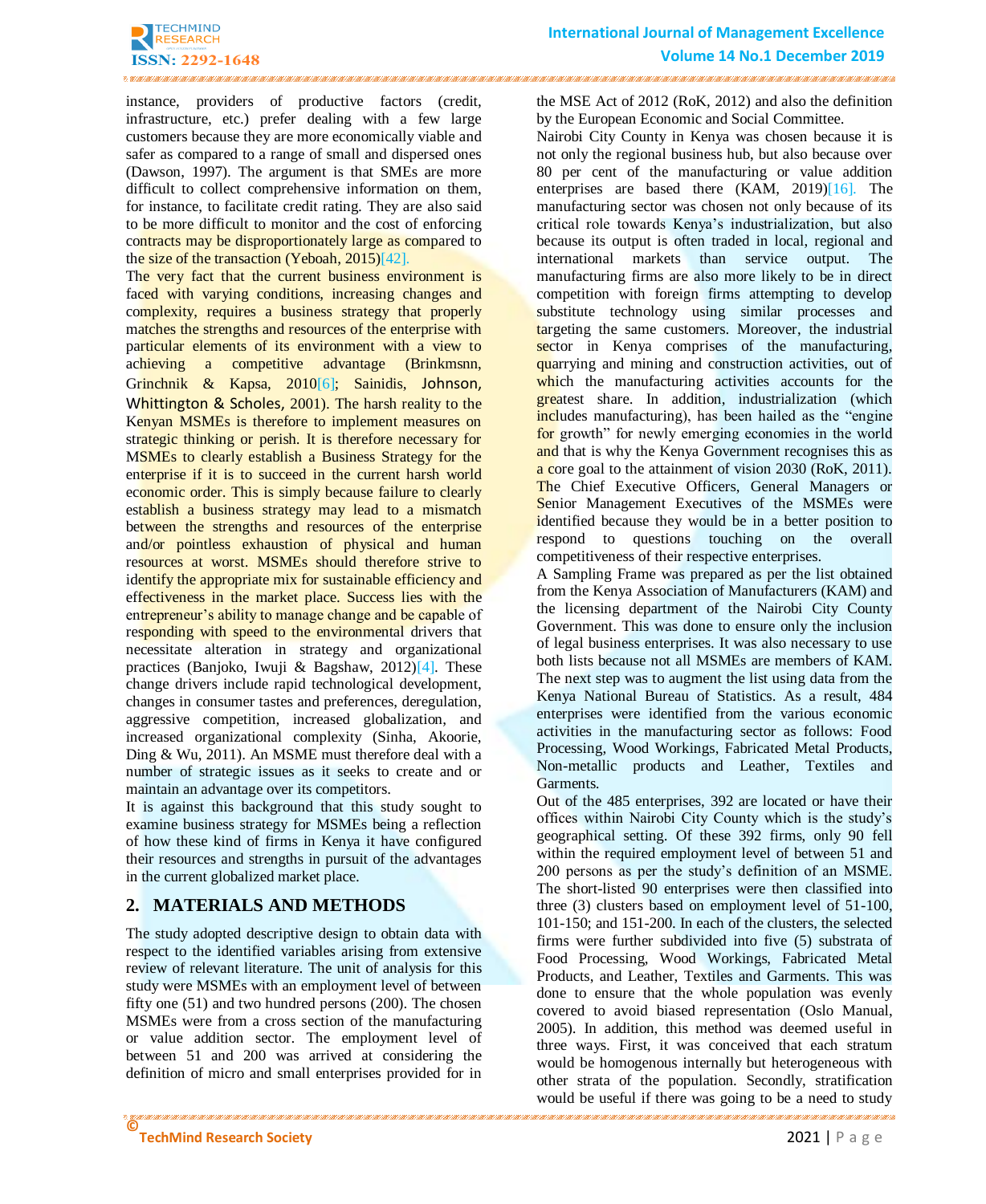instance, providers of productive factors (credit, infrastructure, etc.) prefer dealing with a few large customers because they are more economically viable and safer as compared to a range of small and dispersed ones (Dawson, 1997). The argument is that SMEs are more difficult to collect comprehensive information on them, for instance, to facilitate credit rating. They are also said to be more difficult to monitor and the cost of enforcing contracts may be disproportionately large as compared to the size of the transaction (Yeboah, 2015)[42].

The very fact that the current business environment is faced with varying conditions, increasing changes and complexity, requires a business strategy that properly matches the strengths and resources of the enterprise with particular elements of its environment with a view to achieving a competitive advantage (Brinkmsnn, Grinchnik & Kapsa, 2010[6]; Sainidis, Johnson, Whittington & Scholes, 2001). The harsh reality to the Kenyan MSMEs is therefore to implement measures on strategic thinking or perish. It is therefore necessary for MSMEs to clearly establish a Business Strategy for the enterprise if it is to succeed in the current harsh world economic order. This is simply because failure to clearly establish a business strategy may lead to a mismatch between the strengths and resources of the enterprise and/or pointless exhaustion of physical and human resources at worst. MSMEs should therefore strive to identify the appropriate mix for sustainable efficiency and effectiveness in the market place. Success lies with the entrepreneur's ability to manage change and be capable of responding with speed to the environmental drivers that necessitate alteration in strategy and organizational practices (Banjoko, Iwuji & Bagshaw, 2012)[4]. These change drivers include rapid technological development, changes in consumer tastes and preferences, deregulation, aggressive competition, increased globalization, and increased organizational complexity (Sinha, Akoorie, Ding & Wu, 2011). An MSME must therefore deal with a number of strategic issues as it seeks to create and or maintain an advantage over its competitors.

It is against this background that this study sought to examine business strategy for MSMEs being a reflection of how these kind of firms in Kenya it have configured their resources and strengths in pursuit of the advantages in the current globalized market place.

## 2. MATERIALS AND METHODS

The study adopted descriptive design to obtain data with respect to the identified variables arising from extensive review of relevant literature. The unit of analysis for this study were MSMEs with an employment level of between fifty one (51) and two hundred persons (200). The chosen MSMEs were from a cross section of the manufacturing or value addition sector. The employment level of between 51 and 200 was arrived at considering the definition of micro and small enterprises provided for in the MSE Act of 2012 (RoK, 2012) and also the definition by the European Economic and Social Committee.

Nairobi City County in Kenya was chosen because it is not only the regional business hub, but also because over 80 per cent of the manufacturing or value addition enterprises are based there (KAM, 2019)[16]. The manufacturing sector was chosen not only because of its critical role towards Kenya's industrialization, but also because its output is often traded in local, regional and international markets than service output. The manufacturing firms are also more likely to be in direct competition with foreign firms attempting to develop substitute technology using similar processes and targeting the same customers. Moreover, the industrial sector in Kenya comprises of the manufacturing, quarrying and mining and construction activities, out of which the manufacturing activities accounts for the greatest share. In addition, industrialization (which includes manufacturing), has been hailed as the "engine for growth" for newly emerging economies in the world and that is why the Kenya Government recognises this as a core goal to the attainment of vision 2030 (RoK, 2011). The Chief Executive Officers, General Managers or Senior Management Executives of the MSMEs were identified because they would be in a better position to respond to questions touching on the overall competitiveness of their respective enterprises.

A Sampling Frame was prepared as per the list obtained from the Kenya Association of Manufacturers (KAM) and the licensing department of the Nairobi City County Government. This was done to ensure only the inclusion of legal business enterprises. It was also necessary to use both lists because not all MSMEs are members of KAM. The next step was to augment the list using data from the Kenya National Bureau of Statistics. As a result, 484 enterprises were identified from the various economic activities in the manufacturing sector as follows: Food Processing, Wood Workings, Fabricated Metal Products, Non-metallic products and Leather, Textiles and Garments.

Out of the 485 enterprises, 392 are located or have their offices within Nairobi City County which is the study's geographical setting. Of these 392 firms, only 90 fell within the required employment level of between 51 and 200 persons as per the study's definition of an MSME. The short-listed 90 enterprises were then classified into three (3) clusters based on employment level of 51-100, 101-150; and 151-200. In each of the clusters, the selected firms were further subdivided into five (5) substrata of Food Processing, Wood Workings, Fabricated Metal Products, and Leather, Textiles and Garments. This was done to ensure that the whole population was evenly covered to avoid biased representation (Oslo Manual, 2005). In addition, this method was deemed useful in three ways. First, it was conceived that each stratum would be homogenous internally but heterogeneous with other strata of the population. Secondly, stratification would be useful if there was going to be a need to study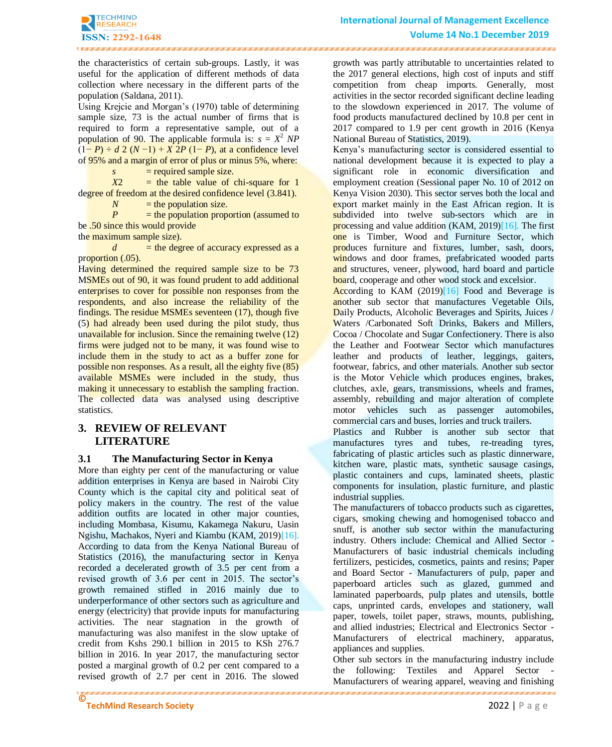the characteristics of certain sub-groups. Lastly, it was useful for the application of different methods of data collection where necessary in the different parts of the population (Saldana, 2011).

Using Krejcie and Morgan's (1970) table of determining sample size, 73 is the actual number of firms that is required to form a representative sample, out of a population of 90. The applicable formula is: $s = X^2 NP (1- P) \div d\ 2\ (N -1) + X\ 2P\ (1- P)$, at a confidence level of 95% and a margin of error of plus or minus 5%, where:

$s$ = required sample size.

$X2$ = the table value of chi-square for 1 degree of freedom at the desired confidence level (3.841).

$N$ = the population size.

$P$ = the population proportion (assumed to be .50 since this would provide the maximum sample size).

$d$ = the degree of accuracy expressed as a proportion (.05).

Having determined the required sample size to be 73 MSMEs out of 90, it was found prudent to add additional enterprises to cover for possible non responses from the respondents, and also increase the reliability of the findings. The residue MSMEs seventeen (17), though five (5) had already been used during the pilot study, thus unavailable for inclusion. Since the remaining twelve (12) firms were judged not to be many, it was found wise to include them in the study to act as a buffer zone for possible non responses. As a result, all the eighty five (85) available MSMEs were included in the study, thus making it unnecessary to establish the sampling fraction. The collected data was analysed using descriptive statistics.

## 3. REVIEW OF RELEVANT LITERATURE

### 3.1 The Manufacturing Sector in Kenya

More than eighty per cent of the manufacturing or value addition enterprises in Kenya are based in Nairobi City County which is the capital city and political seat of policy makers in the country. The rest of the value addition outfits are located in other major counties, including Mombasa, Kisumu, Kakamega Nakuru, Uasin Ngishu, Machakos, Nyeri and Kiambu (KAM, 2019)[16]. According to data from the Kenya National Bureau of Statistics (2016), the manufacturing sector in Kenya recorded a decelerated growth of 3.5 per cent from a revised growth of 3.6 per cent in 2015. The sector's growth remained stifled in 2016 mainly due to underperformance of other sectors such as agriculture and energy (electricity) that provide inputs for manufacturing activities. The near stagnation in the growth of manufacturing was also manifest in the slow uptake of credit from Kshs 290.1 billion in 2015 to KSh 276.7 billion in 2016. In year 2017, the manufacturing sector posted a marginal growth of 0.2 per cent compared to a revised growth of 2.7 per cent in 2016. The slowed growth was partly attributable to uncertainties related to the 2017 general elections, high cost of inputs and stiff competition from cheap imports. Generally, most activities in the sector recorded significant decline leading to the slowdown experienced in 2017. The volume of food products manufactured declined by 10.8 per cent in 2017 compared to 1.9 per cent growth in 2016 (Kenya National Bureau of Statistics, 2019).

Kenya's manufacturing sector is considered essential to national development because it is expected to play a significant role in economic diversification and employment creation (Sessional paper No. 10 of 2012 on Kenya Vision 2030). This sector serves both the local and export market mainly in the East African region. It is subdivided into twelve sub-sectors which are in processing and value addition (KAM, 2019)[16]. The first one is Timber, Wood and Furniture Sector, which produces furniture and fixtures, lumber, sash, doors, windows and door frames, prefabricated wooded parts and structures, veneer, plywood, hard board and particle board, cooperage and other wood stock and excelsior.

According to KAM (2019)[16] Food and Beverage is another sub sector that manufactures Vegetable Oils, Daily Products, Alcoholic Beverages and Spirits, Juices / Waters /Carbonated Soft Drinks, Bakers and Millers, Cocoa / Chocolate and Sugar Confectionery. There is also the Leather and Footwear Sector which manufactures leather and products of leather, leggings, gaiters, footwear, fabrics, and other materials. Another sub sector is the Motor Vehicle which produces engines, brakes, clutches, axle, gears, transmissions, wheels and frames, assembly, rebuilding and major alteration of complete motor vehicles such as passenger automobiles, commercial cars and buses, lorries and truck trailers.

Plastics and Rubber is another sub sector that manufactures tyres and tubes, re-treading tyres, fabricating of plastic articles such as plastic dinnerware, kitchen ware, plastic mats, synthetic sausage casings, plastic containers and cups, laminated sheets, plastic components for insulation, plastic furniture, and plastic industrial supplies.

The manufacturers of tobacco products such as cigarettes, cigars, smoking chewing and homogenised tobacco and snuff, is another sub sector within the manufacturing industry. Others include: Chemical and Allied Sector - Manufacturers of basic industrial chemicals including fertilizers, pesticides, cosmetics, paints and resins; Paper and Board Sector - Manufacturers of pulp, paper and paperboard articles such as glazed, gummed and laminated paperboards, pulp plates and utensils, bottle caps, unprinted cards, envelopes and stationery, wall paper, towels, toilet paper, straws, mounts, publishing, and allied industries; Electrical and Electronics Sector - Manufacturers of electrical machinery, apparatus, appliances and supplies.

Other sub sectors in the manufacturing industry include the following: Textiles and Apparel Sector - Manufacturers of wearing apparel, weaving and finishing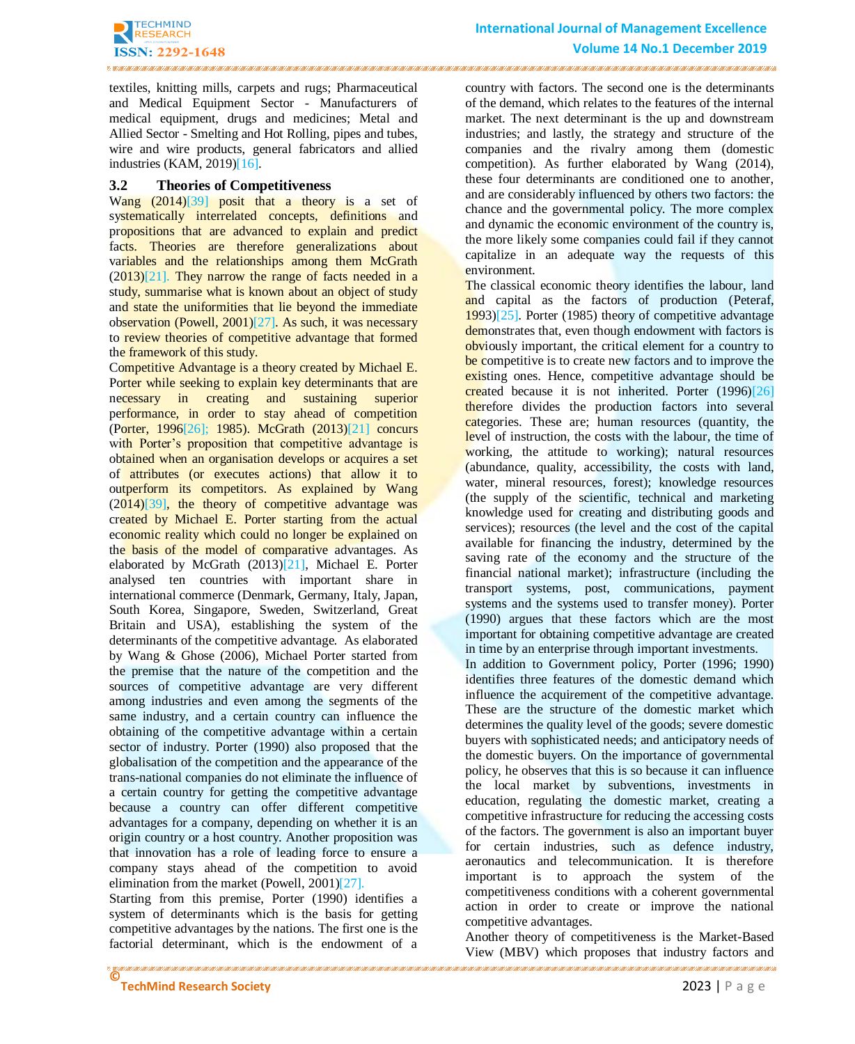textiles, knitting mills, carpets and rugs; Pharmaceutical and Medical Equipment Sector - Manufacturers of medical equipment, drugs and medicines; Metal and Allied Sector - Smelting and Hot Rolling, pipes and tubes, wire and wire products, general fabricators and allied industries (KAM, 2019)[16].

### 3.2 Theories of Competitiveness

Wang (2014)[39] posit that a theory is a set of systematically interrelated concepts, definitions and propositions that are advanced to explain and predict facts. Theories are therefore generalizations about variables and the relationships among them McGrath (2013)[21]. They narrow the range of facts needed in a study, summarise what is known about an object of study and state the uniformities that lie beyond the immediate observation (Powell, 2001)[27]. As such, it was necessary to review theories of competitive advantage that formed the framework of this study.

Competitive Advantage is a theory created by Michael E. Porter while seeking to explain key determinants that are necessary in creating and sustaining superior performance, in order to stay ahead of competition (Porter, 1996[26]; 1985). McGrath (2013)[21] concurs with Porter's proposition that competitive advantage is obtained when an organisation develops or acquires a set of attributes (or executes actions) that allow it to outperform its competitors. As explained by Wang (2014)[39], the theory of competitive advantage was created by Michael E. Porter starting from the actual economic reality which could no longer be explained on the basis of the model of comparative advantages. As elaborated by McGrath (2013)[21], Michael E. Porter analysed ten countries with important share in international commerce (Denmark, Germany, Italy, Japan, South Korea, Singapore, Sweden, Switzerland, Great Britain and USA), establishing the system of the determinants of the competitive advantage. As elaborated by Wang & Ghose (2006), Michael Porter started from the premise that the nature of the competition and the sources of competitive advantage are very different among industries and even among the segments of the same industry, and a certain country can influence the obtaining of the competitive advantage within a certain sector of industry. Porter (1990) also proposed that the globalisation of the competition and the appearance of the trans-national companies do not eliminate the influence of a certain country for getting the competitive advantage because a country can offer different competitive advantages for a company, depending on whether it is an origin country or a host country. Another proposition was that innovation has a role of leading force to ensure a company stays ahead of the competition to avoid elimination from the market (Powell, 2001)[27].

Starting from this premise, Porter (1990) identifies a system of determinants which is the basis for getting competitive advantages by the nations. The first one is the factorial determinant, which is the endowment of a country with factors. The second one is the determinants of the demand, which relates to the features of the internal market. The next determinant is the up and downstream industries; and lastly, the strategy and structure of the companies and the rivalry among them (domestic competition). As further elaborated by Wang (2014), these four determinants are conditioned one to another, and are considerably influenced by others two factors: the chance and the governmental policy. The more complex and dynamic the economic environment of the country is, the more likely some companies could fail if they cannot capitalize in an adequate way the requests of this environment.

The classical economic theory identifies the labour, land and capital as the factors of production (Peteraf, 1993)[25]. Porter (1985) theory of competitive advantage demonstrates that, even though endowment with factors is obviously important, the critical element for a country to be competitive is to create new factors and to improve the existing ones. Hence, competitive advantage should be created because it is not inherited. Porter (1996)[26] therefore divides the production factors into several categories. These are; human resources (quantity, the level of instruction, the costs with the labour, the time of working, the attitude to working); natural resources (abundance, quality, accessibility, the costs with land, water, mineral resources, forest); knowledge resources (the supply of the scientific, technical and marketing knowledge used for creating and distributing goods and services); resources (the level and the cost of the capital available for financing the industry, determined by the saving rate of the economy and the structure of the financial national market); infrastructure (including the transport systems, post, communications, payment systems and the systems used to transfer money). Porter (1990) argues that these factors which are the most important for obtaining competitive advantage are created in time by an enterprise through important investments.

In addition to Government policy, Porter (1996; 1990) identifies three features of the domestic demand which influence the acquirement of the competitive advantage. These are the structure of the domestic market which determines the quality level of the goods; severe domestic buyers with sophisticated needs; and anticipatory needs of the domestic buyers. On the importance of governmental policy, he observes that this is so because it can influence the local market by subventions, investments in education, regulating the domestic market, creating a competitive infrastructure for reducing the accessing costs of the factors. The government is also an important buyer for certain industries, such as defence industry, aeronautics and telecommunication. It is therefore important is to approach the system of the competitiveness conditions with a coherent governmental action in order to create or improve the national competitive advantages.

Another theory of competitiveness is the Market-Based View (MBV) which proposes that industry factors and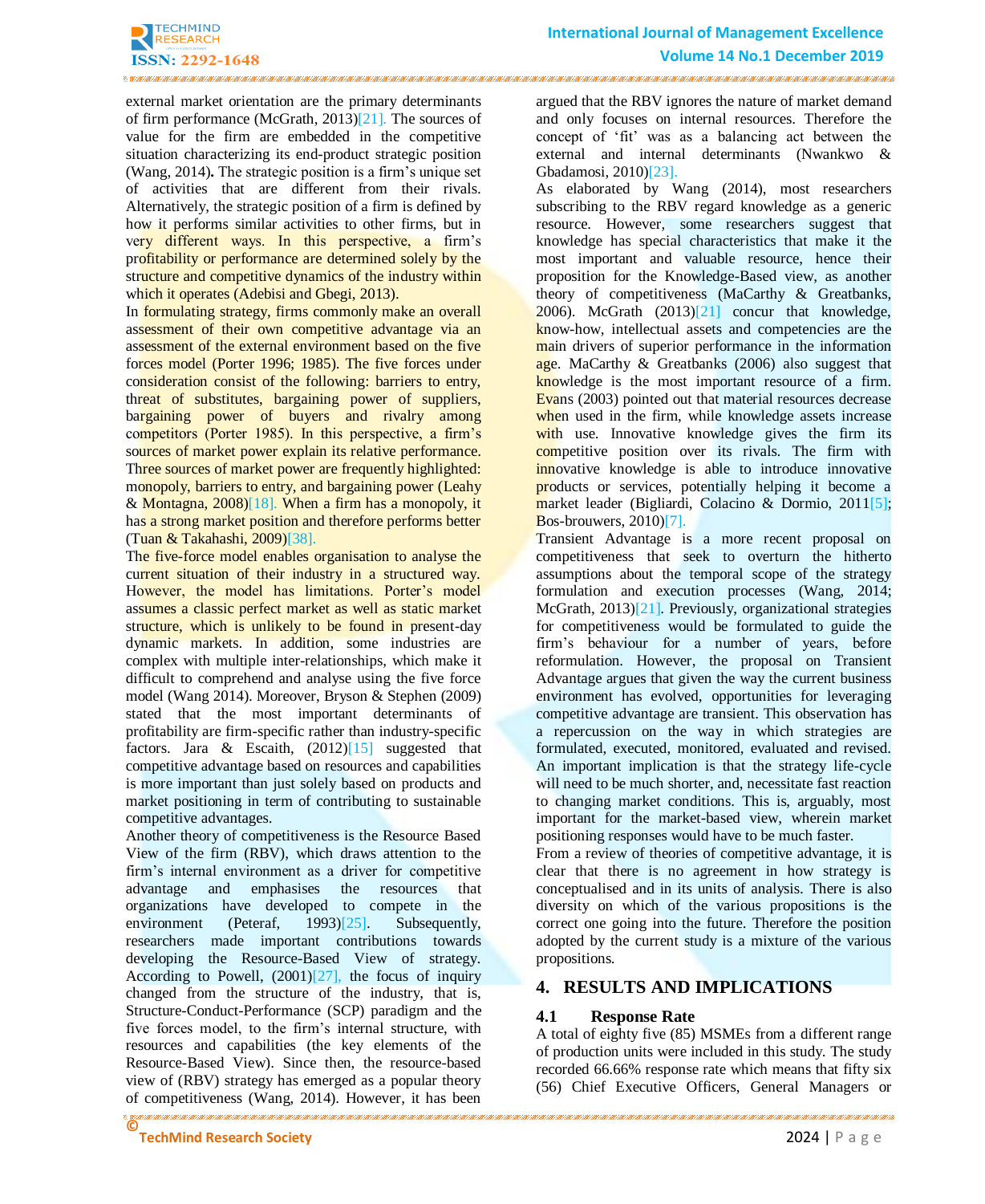external market orientation are the primary determinants of firm performance (McGrath, 2013)[21]. The sources of value for the firm are embedded in the competitive situation characterizing its end-product strategic position (Wang, 2014). The strategic position is a firm's unique set of activities that are different from their rivals. Alternatively, the strategic position of a firm is defined by how it performs similar activities to other firms, but in very different ways. In this perspective, a firm's profitability or performance are determined solely by the structure and competitive dynamics of the industry within which it operates (Adebisi and Gbegi, 2013).

In formulating strategy, firms commonly make an overall assessment of their own competitive advantage via an assessment of the external environment based on the five forces model (Porter 1996; 1985). The five forces under consideration consist of the following: barriers to entry, threat of substitutes, bargaining power of suppliers, bargaining power of buyers and rivalry among competitors (Porter 1985). In this perspective, a firm's sources of market power explain its relative performance. Three sources of market power are frequently highlighted: monopoly, barriers to entry, and bargaining power (Leahy & Montagna, 2008)[18]. When a firm has a monopoly, it has a strong market position and therefore performs better (Tuan & Takahashi, 2009)[38].

The five-force model enables organisation to analyse the current situation of their industry in a structured way. However, the model has limitations. Porter's model assumes a classic perfect market as well as static market structure, which is unlikely to be found in present-day dynamic markets. In addition, some industries are complex with multiple inter-relationships, which make it difficult to comprehend and analyse using the five force model (Wang 2014). Moreover, Bryson & Stephen (2009) stated that the most important determinants of profitability are firm-specific rather than industry-specific factors. Jara & Escaith, (2012)[15] suggested that competitive advantage based on resources and capabilities is more important than just solely based on products and market positioning in term of contributing to sustainable competitive advantages.

Another theory of competitiveness is the Resource Based View of the firm (RBV), which draws attention to the firm's internal environment as a driver for competitive advantage and emphasises the resources that organizations have developed to compete in the environment (Peteraf, 1993)[25]. Subsequently, researchers made important contributions towards developing the Resource-Based View of strategy. According to Powell, (2001)[27], the focus of inquiry changed from the structure of the industry, that is, Structure-Conduct-Performance (SCP) paradigm and the five forces model, to the firm's internal structure, with resources and capabilities (the key elements of the Resource-Based View). Since then, the resource-based view of (RBV) strategy has emerged as a popular theory of competitiveness (Wang, 2014). However, it has been argued that the RBV ignores the nature of market demand and only focuses on internal resources. Therefore the concept of 'fit' was as a balancing act between the external and internal determinants (Nwankwo & Gbadamosi, 2010)[23].

As elaborated by Wang (2014), most researchers subscribing to the RBV regard knowledge as a generic resource. However, some researchers suggest that knowledge has special characteristics that make it the most important and valuable resource, hence their proposition for the Knowledge-Based view, as another theory of competitiveness (MaCarthy & Greatbanks, 2006). McGrath (2013)[21] concur that knowledge, know-how, intellectual assets and competencies are the main drivers of superior performance in the information age. MaCarthy & Greatbanks (2006) also suggest that knowledge is the most important resource of a firm. Evans (2003) pointed out that material resources decrease when used in the firm, while knowledge assets increase with use. Innovative knowledge gives the firm its competitive position over its rivals. The firm with innovative knowledge is able to introduce innovative products or services, potentially helping it become a market leader (Bigliardi, Colacino & Dormio, 2011[5]; Bos-brouwers, 2010)[7].

Transient Advantage is a more recent proposal on competitiveness that seek to overturn the hitherto assumptions about the temporal scope of the strategy formulation and execution processes (Wang, 2014; McGrath, 2013)[21]. Previously, organizational strategies for competitiveness would be formulated to guide the firm's behaviour for a number of years, before reformulation. However, the proposal on Transient Advantage argues that given the way the current business environment has evolved, opportunities for leveraging competitive advantage are transient. This observation has a repercussion on the way in which strategies are formulated, executed, monitored, evaluated and revised. An important implication is that the strategy life-cycle will need to be much shorter, and, necessitate fast reaction to changing market conditions. This is, arguably, most important for the market-based view, wherein market positioning responses would have to be much faster.

From a review of theories of competitive advantage, it is clear that there is no agreement in how strategy is conceptualised and in its units of analysis. There is also diversity on which of the various propositions is the correct one going into the future. Therefore the position adopted by the current study is a mixture of the various propositions.

## 4. RESULTS AND IMPLICATIONS

### 4.1 Response Rate

A total of eighty five (85) MSMEs from a different range of production units were included in this study. The study recorded 66.66% response rate which means that fifty six (56) Chief Executive Officers, General Managers or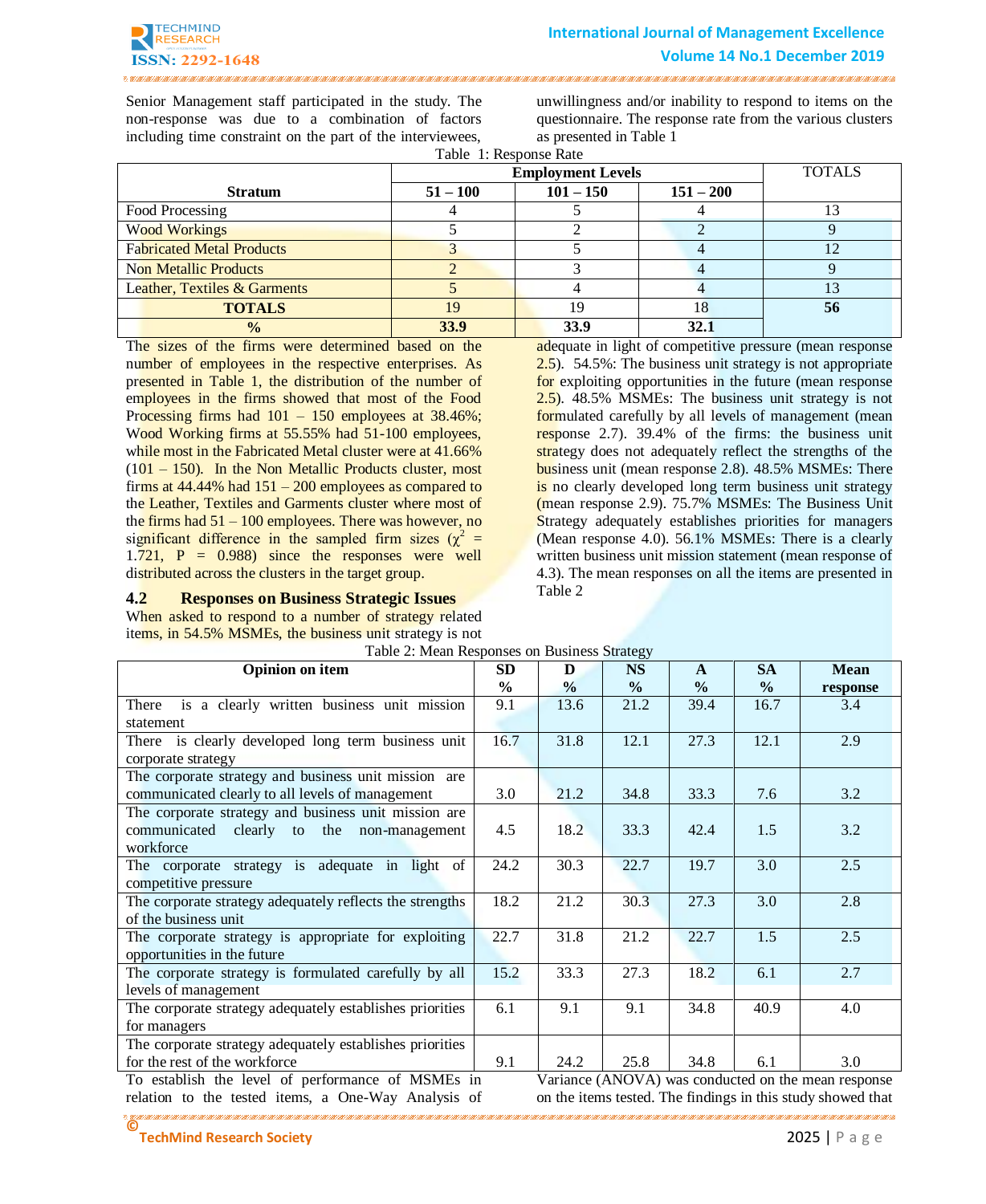Senior Management staff participated in the study. The non-response was due to a combination of factors including time constraint on the part of the interviewees, unwillingness and/or inability to respond to items on the questionnaire. The response rate from the various clusters as presented in Table 1

Table 1: Response Rate

| Stratum | Employment Levels | | | TOTALS |
|---|---|---|---|---|
| | 51 – 100 | 101 – 150 | 151 – 200 | |
| Food Processing | 4 | 5 | 4 | 13 |
| Wood Workings | 5 | 2 | 2 | 9 |
| Fabricated Metal Products | 3 | 5 | 4 | 12 |
| Non Metallic Products | 2 | 3 | 4 | 9 |
| Leather, Textiles & Garments | 5 | 4 | 4 | 13 |
| **TOTALS** | 19 | 19 | 18 | **56** |
| **%** | **33.9** | **33.9** | **32.1** | |

The sizes of the firms were determined based on the number of employees in the respective enterprises. As presented in Table 1, the distribution of the number of employees in the firms showed that most of the Food Processing firms had 101 – 150 employees at 38.46%; Wood Working firms at 55.55% had 51-100 employees, while most in the Fabricated Metal cluster were at 41.66% (101 – 150). In the Non Metallic Products cluster, most firms at 44.44% had 151 – 200 employees as compared to the Leather, Textiles and Garments cluster where most of the firms had 51 – 100 employees. There was however, no significant difference in the sampled firm sizes ($\chi^2$ = 1.721, P = 0.988) since the responses were well distributed across the clusters in the target group.

## 4.2 Responses on Business Strategic Issues

When asked to respond to a number of strategy related items, in 54.5% MSMEs, the business unit strategy is not adequate in light of competitive pressure (mean response 2.5). 54.5%: The business unit strategy is not appropriate for exploiting opportunities in the future (mean response 2.5). 48.5% MSMEs: The business unit strategy is not formulated carefully by all levels of management (mean response 2.7). 39.4% of the firms: the business unit strategy does not adequately reflect the strengths of the business unit (mean response 2.8). 48.5% MSMEs: There is no clearly developed long term business unit strategy (mean response 2.9). 75.7% MSMEs: The Business Unit Strategy adequately establishes priorities for managers (Mean response 4.0). 56.1% MSMEs: There is a clearly written business unit mission statement (mean response of 4.3). The mean responses on all the items are presented in Table 2

Table 2: Mean Responses on Business Strategy

| Opinion on item | SD % | D % | NS % | A % | SA % | Mean response |
|---|---|---|---|---|---|---|
| There is a clearly written business unit mission statement | 9.1 | 13.6 | 21.2 | 39.4 | 16.7 | 3.4 |
| There is clearly developed long term business unit corporate strategy | 16.7 | 31.8 | 12.1 | 27.3 | 12.1 | 2.9 |
| The corporate strategy and business unit mission are communicated clearly to all levels of management | 3.0 | 21.2 | 34.8 | 33.3 | 7.6 | 3.2 |
| The corporate strategy and business unit mission are communicated clearly to the non-management workforce | 4.5 | 18.2 | 33.3 | 42.4 | 1.5 | 3.2 |
| The corporate strategy is adequate in light of competitive pressure | 24.2 | 30.3 | 22.7 | 19.7 | 3.0 | 2.5 |
| The corporate strategy adequately reflects the strengths of the business unit | 18.2 | 21.2 | 30.3 | 27.3 | 3.0 | 2.8 |
| The corporate strategy is appropriate for exploiting opportunities in the future | 22.7 | 31.8 | 21.2 | 22.7 | 1.5 | 2.5 |
| The corporate strategy is formulated carefully by all levels of management | 15.2 | 33.3 | 27.3 | 18.2 | 6.1 | 2.7 |
| The corporate strategy adequately establishes priorities for managers | 6.1 | 9.1 | 9.1 | 34.8 | 40.9 | 4.0 |
| The corporate strategy adequately establishes priorities for the rest of the workforce | 9.1 | 24.2 | 25.8 | 34.8 | 6.1 | 3.0 |

To establish the level of performance of MSMEs in relation to the tested items, a One-Way Analysis of Variance (ANOVA) was conducted on the mean response on the items tested. The findings in this study showed that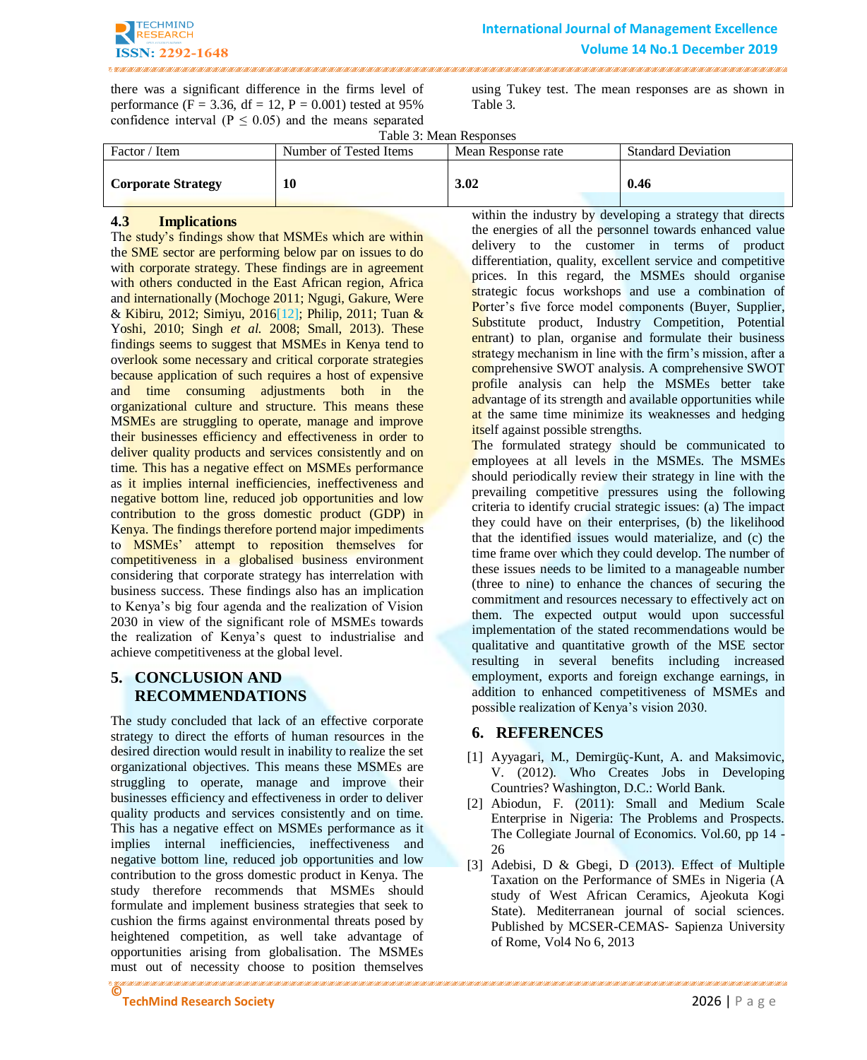there was a significant difference in the firms level of performance (F = 3.36, df = 12, P = 0.001) tested at 95% confidence interval (P ≤ 0.05) and the means separated using Tukey test. The mean responses are as shown in Table 3.

Table 3: Mean Responses

| Factor / Item | Number of Tested Items | Mean Response rate | Standard Deviation |
|---|---|---|---|
| **Corporate Strategy** | **10** | **3.02** | **0.46** |

### 4.3 Implications

The study's findings show that MSMEs which are within the SME sector are performing below par on issues to do with corporate strategy. These findings are in agreement with others conducted in the East African region, Africa and internationally (Mochoge 2011; Ngugi, Gakure, Were & Kibiru, 2012; Simiyu, 2016[12]; Philip, 2011; Tuan & Yoshi, 2010; Singh *et al.* 2008; Small, 2013). These findings seems to suggest that MSMEs in Kenya tend to overlook some necessary and critical corporate strategies because application of such requires a host of expensive and time consuming adjustments both in the organizational culture and structure. This means these MSMEs are struggling to operate, manage and improve their businesses efficiency and effectiveness in order to deliver quality products and services consistently and on time. This has a negative effect on MSMEs performance as it implies internal inefficiencies, ineffectiveness and negative bottom line, reduced job opportunities and low contribution to the gross domestic product (GDP) in Kenya. The findings therefore portend major impediments to MSMEs' attempt to reposition themselves for competitiveness in a globalised business environment considering that corporate strategy has interrelation with business success. These findings also has an implication to Kenya's big four agenda and the realization of Vision 2030 in view of the significant role of MSMEs towards the realization of Kenya's quest to industrialise and achieve competitiveness at the global level.

## 5. CONCLUSION AND RECOMMENDATIONS

The study concluded that lack of an effective corporate strategy to direct the efforts of human resources in the desired direction would result in inability to realize the set organizational objectives. This means these MSMEs are struggling to operate, manage and improve their businesses efficiency and effectiveness in order to deliver quality products and services consistently and on time. This has a negative effect on MSMEs performance as it implies internal inefficiencies, ineffectiveness and negative bottom line, reduced job opportunities and low contribution to the gross domestic product in Kenya. The study therefore recommends that MSMEs should formulate and implement business strategies that seek to cushion the firms against environmental threats posed by heightened competition, as well take advantage of opportunities arising from globalisation. The MSMEs must out of necessity choose to position themselves within the industry by developing a strategy that directs the energies of all the personnel towards enhanced value delivery to the customer in terms of product differentiation, quality, excellent service and competitive prices. In this regard, the MSMEs should organise strategic focus workshops and use a combination of Porter's five force model components (Buyer, Supplier, Substitute product, Industry Competition, Potential entrant) to plan, organise and formulate their business strategy mechanism in line with the firm's mission, after a comprehensive SWOT analysis. A comprehensive SWOT profile analysis can help the MSMEs better take advantage of its strength and available opportunities while at the same time minimize its weaknesses and hedging itself against possible strengths.

The formulated strategy should be communicated to employees at all levels in the MSMEs. The MSMEs should periodically review their strategy in line with the prevailing competitive pressures using the following criteria to identify crucial strategic issues: (a) The impact they could have on their enterprises, (b) the likelihood that the identified issues would materialize, and (c) the time frame over which they could develop. The number of these issues needs to be limited to a manageable number (three to nine) to enhance the chances of securing the commitment and resources necessary to effectively act on them. The expected output would upon successful implementation of the stated recommendations would be qualitative and quantitative growth of the MSE sector resulting in several benefits including increased employment, exports and foreign exchange earnings, in addition to enhanced competitiveness of MSMEs and possible realization of Kenya's vision 2030.

## 6. REFERENCES

[1] Ayyagari, M., Demirgüç-Kunt, A. and Maksimovic, V. (2012). Who Creates Jobs in Developing Countries? Washington, D.C.: World Bank.

[2] Abiodun, F. (2011): Small and Medium Scale Enterprise in Nigeria: The Problems and Prospects. The Collegiate Journal of Economics. Vol.60, pp 14 - 26

[3] Adebisi, D & Gbegi, D (2013). Effect of Multiple Taxation on the Performance of SMEs in Nigeria (A study of West African Ceramics, Ajeokuta Kogi State). Mediterranean journal of social sciences. Published by MCSER-CEMAS- Sapienza University of Rome, Vol4 No 6, 2013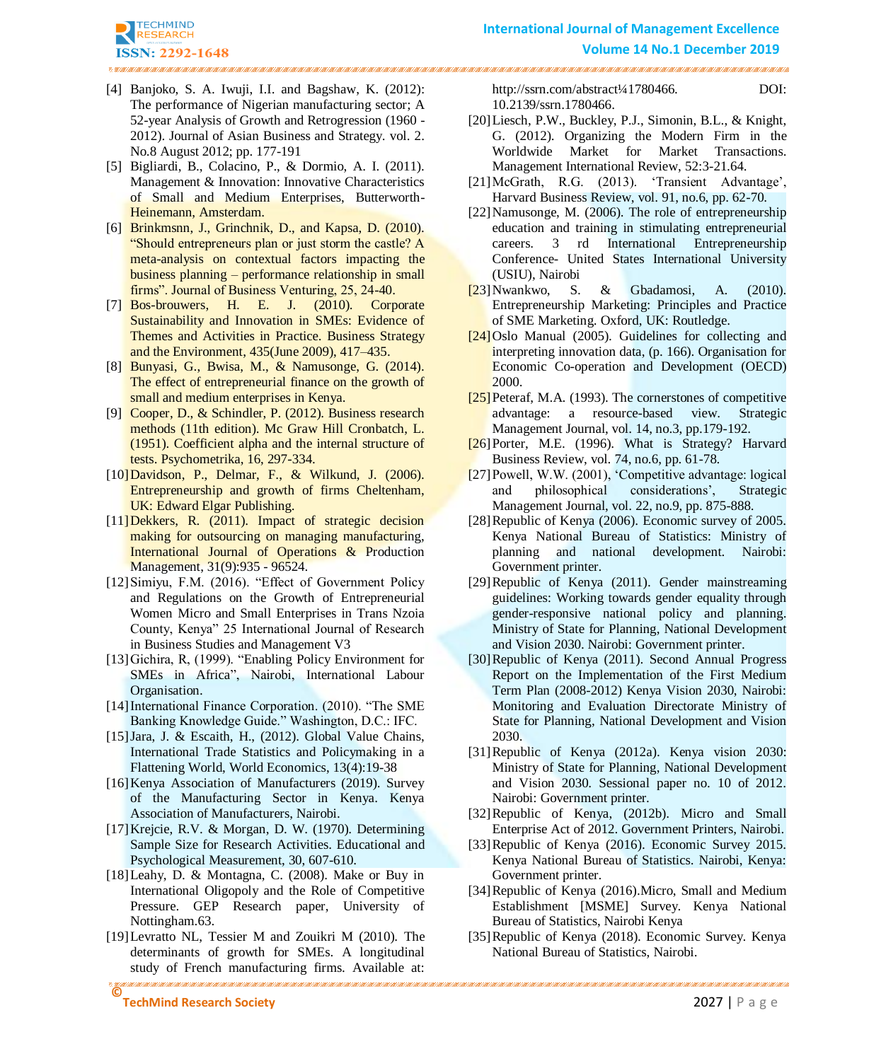[4] Banjoko, S. A. Iwuji, I.I. and Bagshaw, K. (2012): The performance of Nigerian manufacturing sector; A 52-year Analysis of Growth and Retrogression (1960 - 2012). Journal of Asian Business and Strategy. vol. 2. No.8 August 2012; pp. 177-191

[5] Bigliardi, B., Colacino, P., & Dormio, A. I. (2011). Management & Innovation: Innovative Characteristics of Small and Medium Enterprises, Butterworth-Heinemann, Amsterdam.

[6] Brinkmsnn, J., Grinchnik, D., and Kapsa, D. (2010). "Should entrepreneurs plan or just storm the castle? A meta-analysis on contextual factors impacting the business planning – performance relationship in small firms". Journal of Business Venturing, 25, 24-40.

[7] Bos-brouwers, H. E. J. (2010). Corporate Sustainability and Innovation in SMEs: Evidence of Themes and Activities in Practice. Business Strategy and the Environment, 435(June 2009), 417–435.

[8] Bunyasi, G., Bwisa, M., & Namusonge, G. (2014). The effect of entrepreneurial finance on the growth of small and medium enterprises in Kenya.

[9] Cooper, D., & Schindler, P. (2012). Business research methods (11th edition). Mc Graw Hill Cronbatch, L. (1951). Coefficient alpha and the internal structure of tests. Psychometrika, 16, 297-334.

[10] Davidson, P., Delmar, F., & Wilkund, J. (2006). Entrepreneurship and growth of firms Cheltenham, UK: Edward Elgar Publishing.

[11] Dekkers, R. (2011). Impact of strategic decision making for outsourcing on managing manufacturing, International Journal of Operations & Production Management, 31(9):935 - 96524.

[12] Simiyu, F.M. (2016). "Effect of Government Policy and Regulations on the Growth of Entrepreneurial Women Micro and Small Enterprises in Trans Nzoia County, Kenya" 25 International Journal of Research in Business Studies and Management V3

[13] Gichira, R, (1999). "Enabling Policy Environment for SMEs in Africa", Nairobi, International Labour Organisation.

[14] International Finance Corporation. (2010). "The SME Banking Knowledge Guide." Washington, D.C.: IFC.

[15] Jara, J. & Escaith, H., (2012). Global Value Chains, International Trade Statistics and Policymaking in a Flattening World, World Economics, 13(4):19-38

[16] Kenya Association of Manufacturers (2019). Survey of the Manufacturing Sector in Kenya. Kenya Association of Manufacturers, Nairobi.

[17] Krejcie, R.V. & Morgan, D. W. (1970). Determining Sample Size for Research Activities. Educational and Psychological Measurement, 30, 607-610.

[18] Leahy, D. & Montagna, C. (2008). Make or Buy in International Oligopoly and the Role of Competitive Pressure. GEP Research paper, University of Nottingham.63.

[19] Levratto NL, Tessier M and Zouikri M (2010). The determinants of growth for SMEs. A longitudinal study of French manufacturing firms. Available at: http://ssrn.com/abstract¼1780466. DOI: 10.2139/ssrn.1780466.

[20] Liesch, P.W., Buckley, P.J., Simonin, B.L., & Knight, G. (2012). Organizing the Modern Firm in the Worldwide Market for Market Transactions. Management International Review, 52:3-21.64.

[21] McGrath, R.G. (2013). 'Transient Advantage', Harvard Business Review, vol. 91, no.6, pp. 62-70.

[22] Namusonge, M. (2006). The role of entrepreneurship education and training in stimulating entrepreneurial careers. 3 rd International Entrepreneurship Conference- United States International University (USIU), Nairobi

[23] Nwankwo, S. & Gbadamosi, A. (2010). Entrepreneurship Marketing: Principles and Practice of SME Marketing. Oxford, UK: Routledge.

[24] Oslo Manual (2005). Guidelines for collecting and interpreting innovation data, (p. 166). Organisation for Economic Co-operation and Development (OECD) 2000.

[25] Peteraf, M.A. (1993). The cornerstones of competitive advantage: a resource-based view. Strategic Management Journal, vol. 14, no.3, pp.179-192.

[26] Porter, M.E. (1996). What is Strategy? Harvard Business Review, vol. 74, no.6, pp. 61-78.

[27] Powell, W.W. (2001), 'Competitive advantage: logical and philosophical considerations', Strategic Management Journal, vol. 22, no.9, pp. 875-888.

[28] Republic of Kenya (2006). Economic survey of 2005. Kenya National Bureau of Statistics: Ministry of planning and national development. Nairobi: Government printer.

[29] Republic of Kenya (2011). Gender mainstreaming guidelines: Working towards gender equality through gender-responsive national policy and planning. Ministry of State for Planning, National Development and Vision 2030. Nairobi: Government printer.

[30] Republic of Kenya (2011). Second Annual Progress Report on the Implementation of the First Medium Term Plan (2008-2012) Kenya Vision 2030, Nairobi: Monitoring and Evaluation Directorate Ministry of State for Planning, National Development and Vision 2030.

[31] Republic of Kenya (2012a). Kenya vision 2030: Ministry of State for Planning, National Development and Vision 2030. Sessional paper no. 10 of 2012. Nairobi: Government printer.

[32] Republic of Kenya, (2012b). Micro and Small Enterprise Act of 2012. Government Printers, Nairobi.

[33] Republic of Kenya (2016). Economic Survey 2015. Kenya National Bureau of Statistics. Nairobi, Kenya: Government printer.

[34] Republic of Kenya (2016).Micro, Small and Medium Establishment [MSME] Survey. Kenya National Bureau of Statistics, Nairobi Kenya

[35] Republic of Kenya (2018). Economic Survey. Kenya National Bureau of Statistics, Nairobi.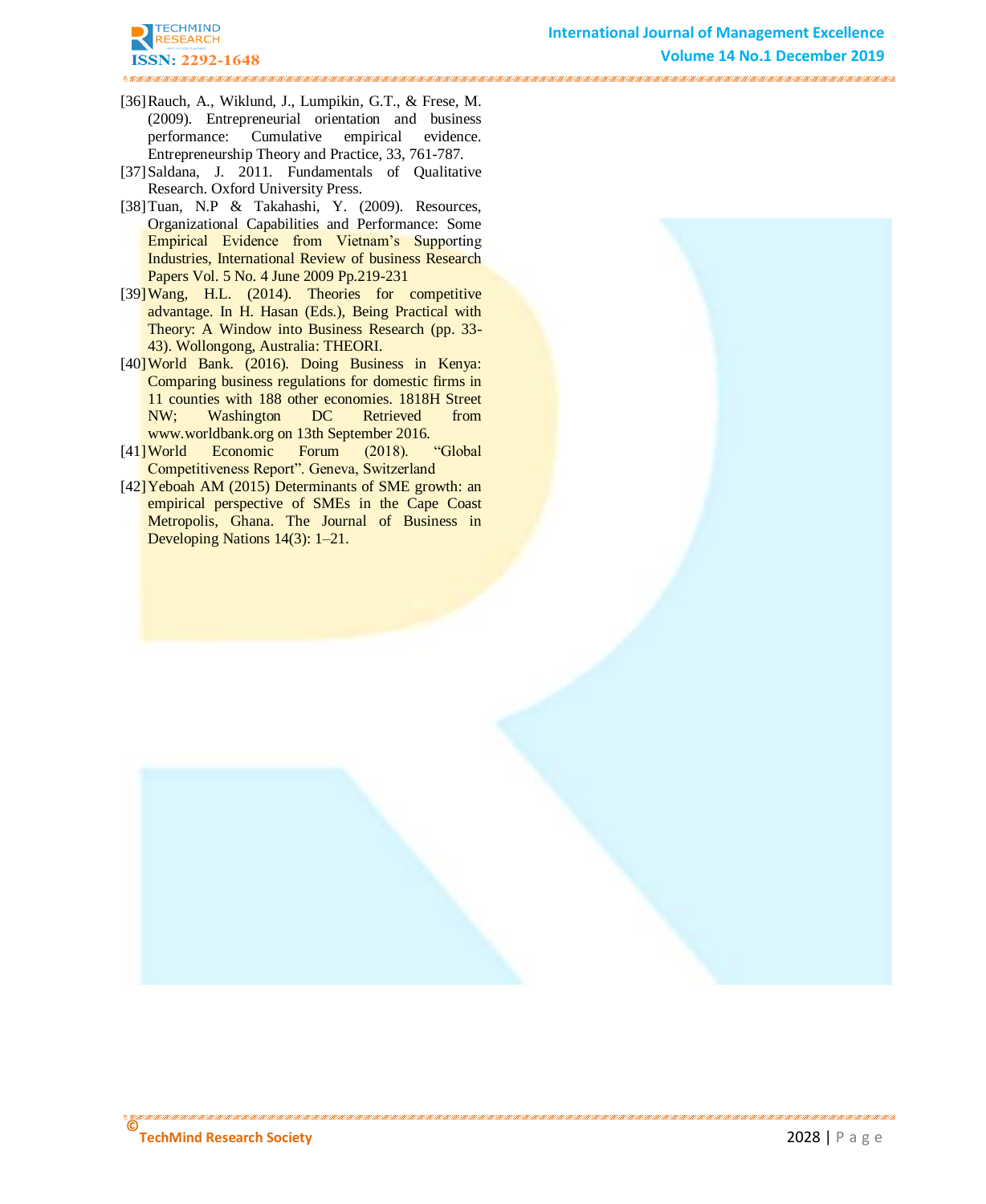[36] Rauch, A., Wiklund, J., Lumpikin, G.T., & Frese, M. (2009). Entrepreneurial orientation and business performance: Cumulative empirical evidence. Entrepreneurship Theory and Practice, 33, 761-787.

[37] Saldana, J. 2011. Fundamentals of Qualitative Research. Oxford University Press.

[38] Tuan, N.P & Takahashi, Y. (2009). Resources, Organizational Capabilities and Performance: Some Empirical Evidence from Vietnam's Supporting Industries, International Review of business Research Papers Vol. 5 No. 4 June 2009 Pp.219-231

[39] Wang, H.L. (2014). Theories for competitive advantage. In H. Hasan (Eds.), Being Practical with Theory: A Window into Business Research (pp. 33-43). Wollongong, Australia: THEORI.

[40] World Bank. (2016). Doing Business in Kenya: Comparing business regulations for domestic firms in 11 counties with 188 other economies. 1818H Street NW; Washington DC Retrieved from www.worldbank.org on 13th September 2016.

[41] World Economic Forum (2018). "Global Competitiveness Report". Geneva, Switzerland

[42] Yeboah AM (2015) Determinants of SME growth: an empirical perspective of SMEs in the Cape Coast Metropolis, Ghana. The Journal of Business in Developing Nations 14(3): 1–21.